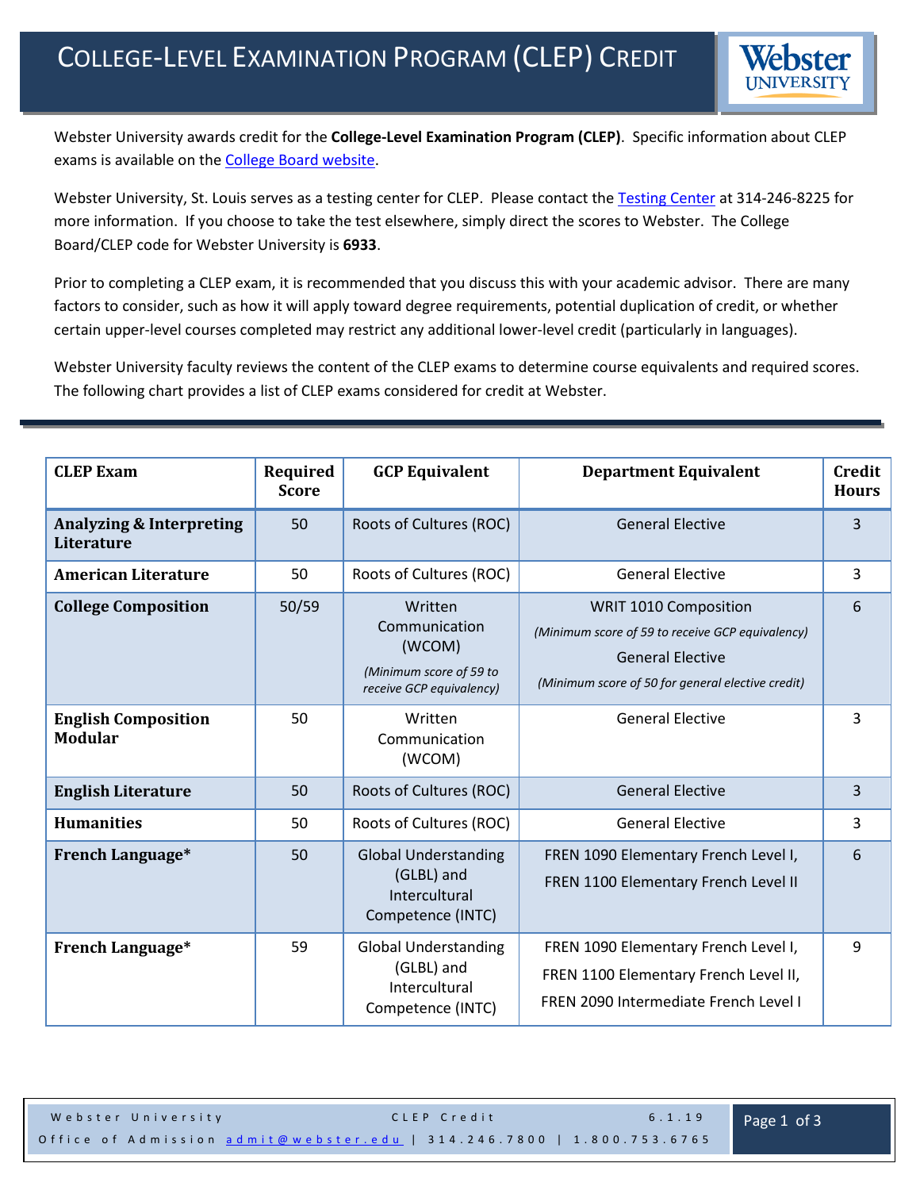# College-Level Examination Program (CLEP) Credit

Webster University awards credit for the **College-Level Examination Program (CLEP)**. Specific information about CLEP exams is available on the College Board website.

Webster University, St. Louis serves as a testing center for CLEP. Please contact the Testing Center at 314-246-8225 for more information. If you choose to take the test elsewhere, simply direct the scores to Webster. The College Board/CLEP code for Webster University is **6933**.

Prior to completing a CLEP exam, it is recommended that you discuss this with your academic advisor. There are many factors to consider, such as how it will apply toward degree requirements, potential duplication of credit, or whether certain upper-level courses completed may restrict any additional lower-level credit (particularly in languages).

Webster University faculty reviews the content of the CLEP exams to determine course equivalents and required scores. The following chart provides a list of CLEP exams considered for credit at Webster.

| CLEP Exam | Required Score | GCP Equivalent | Department Equivalent | Credit Hours |
|---|---|---|---|---|
| **Analyzing & Interpreting Literature** | 50 | Roots of Cultures (ROC) | General Elective | 3 |
| **American Literature** | 50 | Roots of Cultures (ROC) | General Elective | 3 |
| **College Composition** | 50/59 | Written Communication (WCOM) *(Minimum score of 59 to receive GCP equivalency)* | WRIT 1010 Composition *(Minimum score of 59 to receive GCP equivalency)* General Elective *(Minimum score of 50 for general elective credit)* | 6 |
| **English Composition Modular** | 50 | Written Communication (WCOM) | General Elective | 3 |
| **English Literature** | 50 | Roots of Cultures (ROC) | General Elective | 3 |
| **Humanities** | 50 | Roots of Cultures (ROC) | General Elective | 3 |
| **French Language*** | 50 | Global Understanding (GLBL) and Intercultural Competence (INTC) | FREN 1090 Elementary French Level I, FREN 1100 Elementary French Level II | 6 |
| **French Language*** | 59 | Global Understanding (GLBL) and Intercultural Competence (INTC) | FREN 1090 Elementary French Level I, FREN 1100 Elementary French Level II, FREN 2090 Intermediate French Level I | 9 |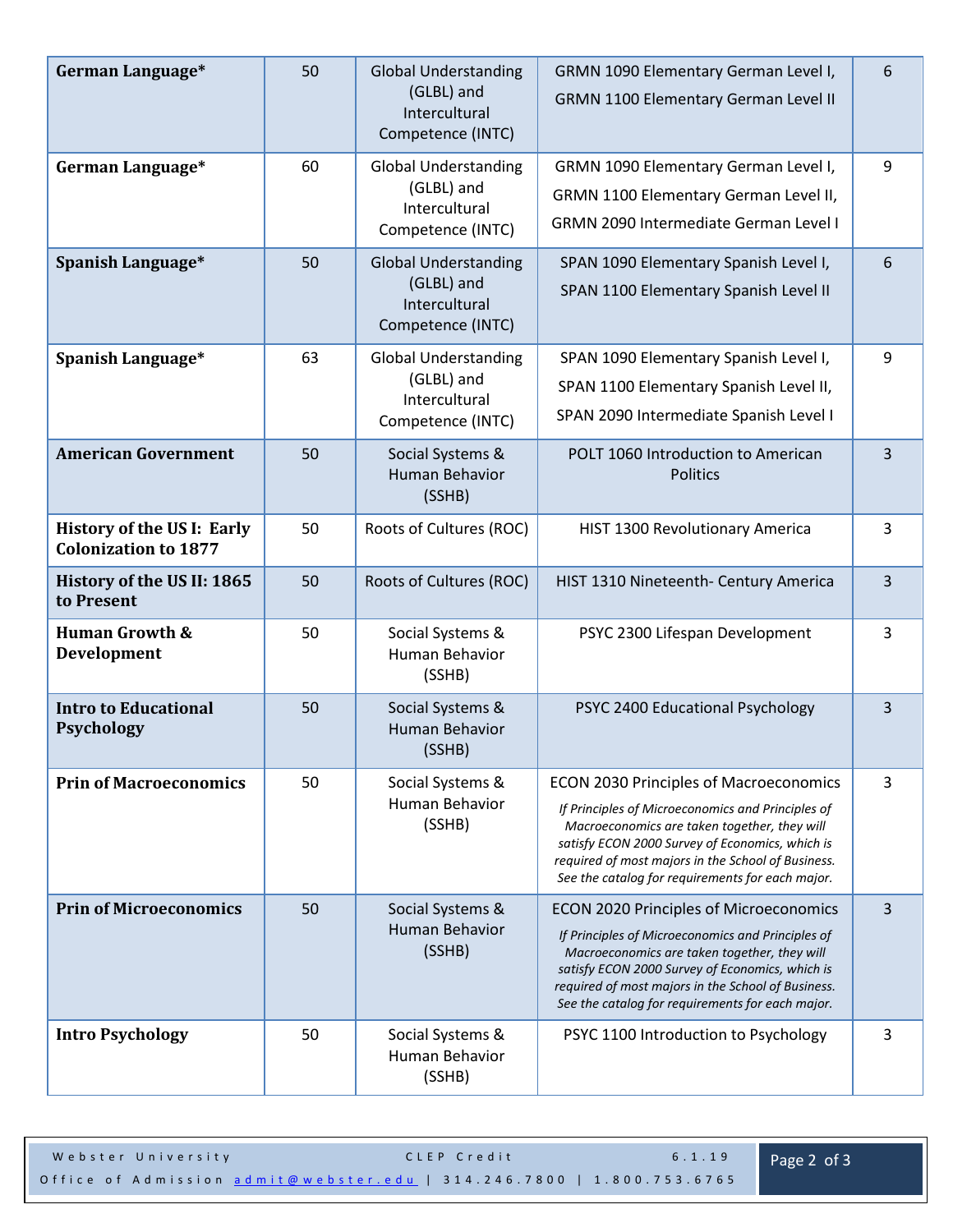| | | | | |
|---|---|---|---|---|
| **German Language*** | 50 | Global Understanding (GLBL) and Intercultural Competence (INTC) | GRMN 1090 Elementary German Level I, GRMN 1100 Elementary German Level II | 6 |
| **German Language*** | 60 | Global Understanding (GLBL) and Intercultural Competence (INTC) | GRMN 1090 Elementary German Level I, GRMN 1100 Elementary German Level II, GRMN 2090 Intermediate German Level I | 9 |
| **Spanish Language*** | 50 | Global Understanding (GLBL) and Intercultural Competence (INTC) | SPAN 1090 Elementary Spanish Level I, SPAN 1100 Elementary Spanish Level II | 6 |
| **Spanish Language*** | 63 | Global Understanding (GLBL) and Intercultural Competence (INTC) | SPAN 1090 Elementary Spanish Level I, SPAN 1100 Elementary Spanish Level II, SPAN 2090 Intermediate Spanish Level I | 9 |
| **American Government** | 50 | Social Systems & Human Behavior (SSHB) | POLT 1060 Introduction to American Politics | 3 |
| **History of the US I: Early Colonization to 1877** | 50 | Roots of Cultures (ROC) | HIST 1300 Revolutionary America | 3 |
| **History of the US II: 1865 to Present** | 50 | Roots of Cultures (ROC) | HIST 1310 Nineteenth- Century America | 3 |
| **Human Growth & Development** | 50 | Social Systems & Human Behavior (SSHB) | PSYC 2300 Lifespan Development | 3 |
| **Intro to Educational Psychology** | 50 | Social Systems & Human Behavior (SSHB) | PSYC 2400 Educational Psychology | 3 |
| **Prin of Macroeconomics** | 50 | Social Systems & Human Behavior (SSHB) | ECON 2030 Principles of Macroeconomics *If Principles of Microeconomics and Principles of Macroeconomics are taken together, they will satisfy ECON 2000 Survey of Economics, which is required of most majors in the School of Business. See the catalog for requirements for each major.* | 3 |
| **Prin of Microeconomics** | 50 | Social Systems & Human Behavior (SSHB) | ECON 2020 Principles of Microeconomics *If Principles of Microeconomics and Principles of Macroeconomics are taken together, they will satisfy ECON 2000 Survey of Economics, which is required of most majors in the School of Business. See the catalog for requirements for each major.* | 3 |
| **Intro Psychology** | 50 | Social Systems & Human Behavior (SSHB) | PSYC 1100 Introduction to Psychology | 3 |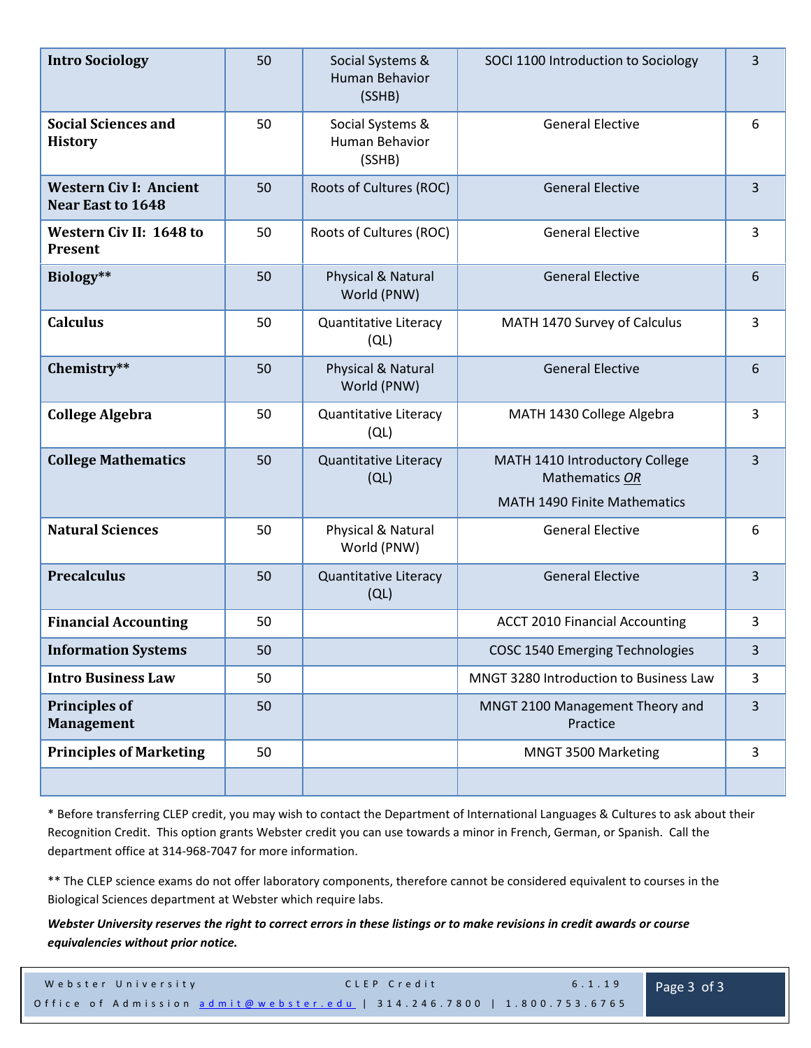| | | | | |
|---|---|---|---|---|
| **Intro Sociology** | 50 | Social Systems & Human Behavior (SSHB) | SOCI 1100 Introduction to Sociology | 3 |
| **Social Sciences and History** | 50 | Social Systems & Human Behavior (SSHB) | General Elective | 6 |
| **Western Civ I: Ancient Near East to 1648** | 50 | Roots of Cultures (ROC) | General Elective | 3 |
| **Western Civ II: 1648 to Present** | 50 | Roots of Cultures (ROC) | General Elective | 3 |
| **Biology**** | 50 | Physical & Natural World (PNW) | General Elective | 6 |
| **Calculus** | 50 | Quantitative Literacy (QL) | MATH 1470 Survey of Calculus | 3 |
| **Chemistry**** | 50 | Physical & Natural World (PNW) | General Elective | 6 |
| **College Algebra** | 50 | Quantitative Literacy (QL) | MATH 1430 College Algebra | 3 |
| **College Mathematics** | 50 | Quantitative Literacy (QL) | MATH 1410 Introductory College Mathematics *OR* MATH 1490 Finite Mathematics | 3 |
| **Natural Sciences** | 50 | Physical & Natural World (PNW) | General Elective | 6 |
| **Precalculus** | 50 | Quantitative Literacy (QL) | General Elective | 3 |
| **Financial Accounting** | 50 | | ACCT 2010 Financial Accounting | 3 |
| **Information Systems** | 50 | | COSC 1540 Emerging Technologies | 3 |
| **Intro Business Law** | 50 | | MNGT 3280 Introduction to Business Law | 3 |
| **Principles of Management** | 50 | | MNGT 2100 Management Theory and Practice | 3 |
| **Principles of Marketing** | 50 | | MNGT 3500 Marketing | 3 |
| | | | | |

* Before transferring CLEP credit, you may wish to contact the Department of International Languages & Cultures to ask about their Recognition Credit. This option grants Webster credit you can use towards a minor in French, German, or Spanish. Call the department office at 314-968-7047 for more information.

** The CLEP science exams do not offer laboratory components, therefore cannot be considered equivalent to courses in the Biological Sciences department at Webster which require labs.

***Webster University reserves the right to correct errors in these listings or to make revisions in credit awards or course equivalencies without prior notice.***